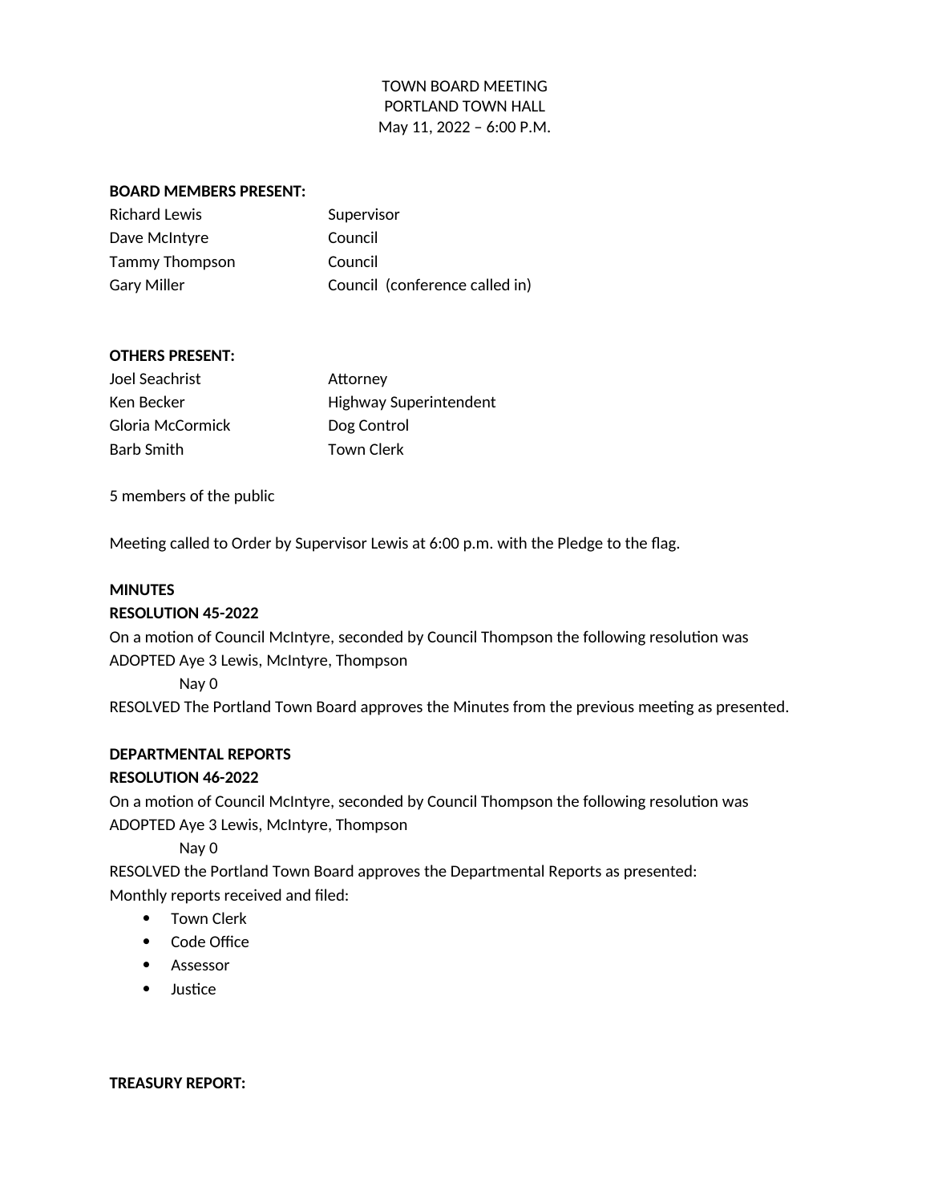TOWN BOARD MEETING
PORTLAND TOWN HALL
May 11, 2022 – 6:00 P.M.

**BOARD MEMBERS PRESENT:**

| | |
|---|---|
| Richard Lewis | Supervisor |
| Dave McIntyre | Council |
| Tammy Thompson | Council |
| Gary Miller | Council (conference called in) |

**OTHERS PRESENT:**

| | |
|---|---|
| Joel Seachrist | Attorney |
| Ken Becker | Highway Superintendent |
| Gloria McCormick | Dog Control |
| Barb Smith | Town Clerk |

5 members of the public

Meeting called to Order by Supervisor Lewis at 6:00 p.m. with the Pledge to the flag.

**MINUTES**
**RESOLUTION 45-2022**
On a motion of Council McIntyre, seconded by Council Thompson the following resolution was ADOPTED Aye 3 Lewis, McIntyre, Thompson
Nay 0
RESOLVED The Portland Town Board approves the Minutes from the previous meeting as presented.

**DEPARTMENTAL REPORTS**
**RESOLUTION 46-2022**
On a motion of Council McIntyre, seconded by Council Thompson the following resolution was ADOPTED Aye 3 Lewis, McIntyre, Thompson
Nay 0
RESOLVED the Portland Town Board approves the Departmental Reports as presented:
Monthly reports received and filed:

- Town Clerk
- Code Office
- Assessor
- Justice

**TREASURY REPORT:**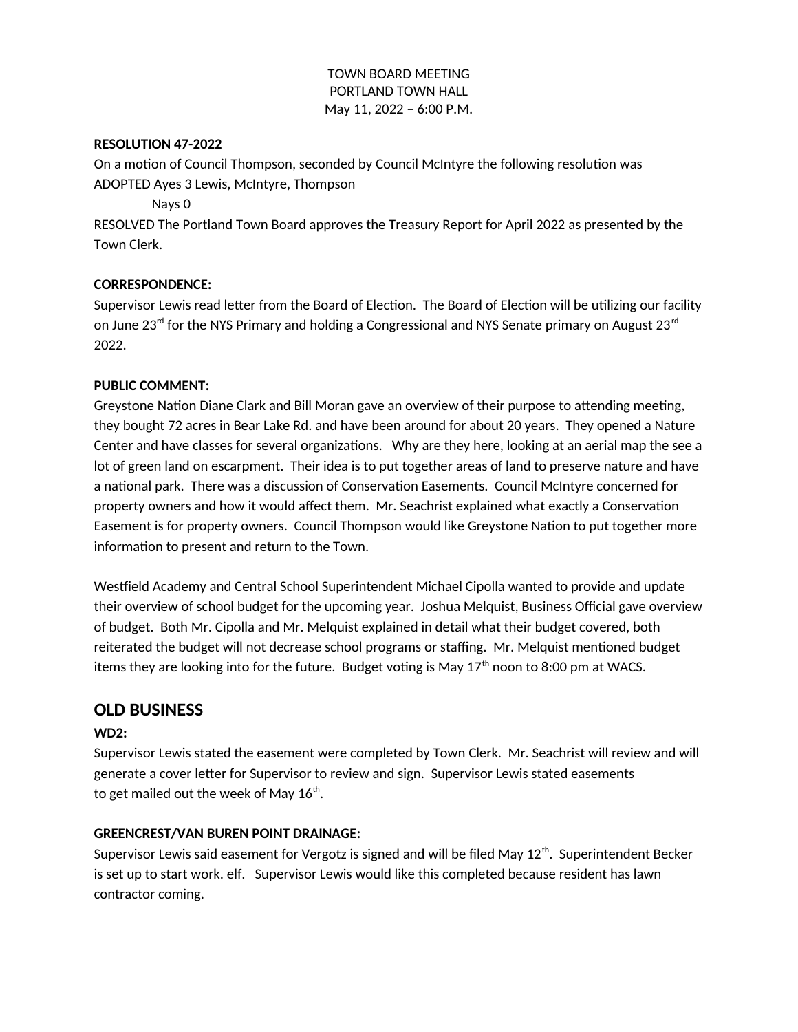TOWN BOARD MEETING
PORTLAND TOWN HALL
May 11, 2022 – 6:00 P.M.

**RESOLUTION 47-2022**
On a motion of Council Thompson, seconded by Council McIntyre the following resolution was ADOPTED Ayes 3 Lewis, McIntyre, Thompson
Nays 0
RESOLVED The Portland Town Board approves the Treasury Report for April 2022 as presented by the Town Clerk.

**CORRESPONDENCE:**
Supervisor Lewis read letter from the Board of Election. The Board of Election will be utilizing our facility on June 23rd for the NYS Primary and holding a Congressional and NYS Senate primary on August 23rd 2022.

**PUBLIC COMMENT:**
Greystone Nation Diane Clark and Bill Moran gave an overview of their purpose to attending meeting, they bought 72 acres in Bear Lake Rd. and have been around for about 20 years. They opened a Nature Center and have classes for several organizations. Why are they here, looking at an aerial map the see a lot of green land on escarpment. Their idea is to put together areas of land to preserve nature and have a national park. There was a discussion of Conservation Easements. Council McIntyre concerned for property owners and how it would affect them. Mr. Seachrist explained what exactly a Conservation Easement is for property owners. Council Thompson would like Greystone Nation to put together more information to present and return to the Town.

Westfield Academy and Central School Superintendent Michael Cipolla wanted to provide and update their overview of school budget for the upcoming year. Joshua Melquist, Business Official gave overview of budget. Both Mr. Cipolla and Mr. Melquist explained in detail what their budget covered, both reiterated the budget will not decrease school programs or staffing. Mr. Melquist mentioned budget items they are looking into for the future. Budget voting is May 17th noon to 8:00 pm at WACS.

## OLD BUSINESS

**WD2:**
Supervisor Lewis stated the easement were completed by Town Clerk. Mr. Seachrist will review and will generate a cover letter for Supervisor to review and sign. Supervisor Lewis stated easements to get mailed out the week of May 16th.

**GREENCREST/VAN BUREN POINT DRAINAGE:**
Supervisor Lewis said easement for Vergotz is signed and will be filed May 12th. Superintendent Becker is set up to start work. elf. Supervisor Lewis would like this completed because resident has lawn contractor coming.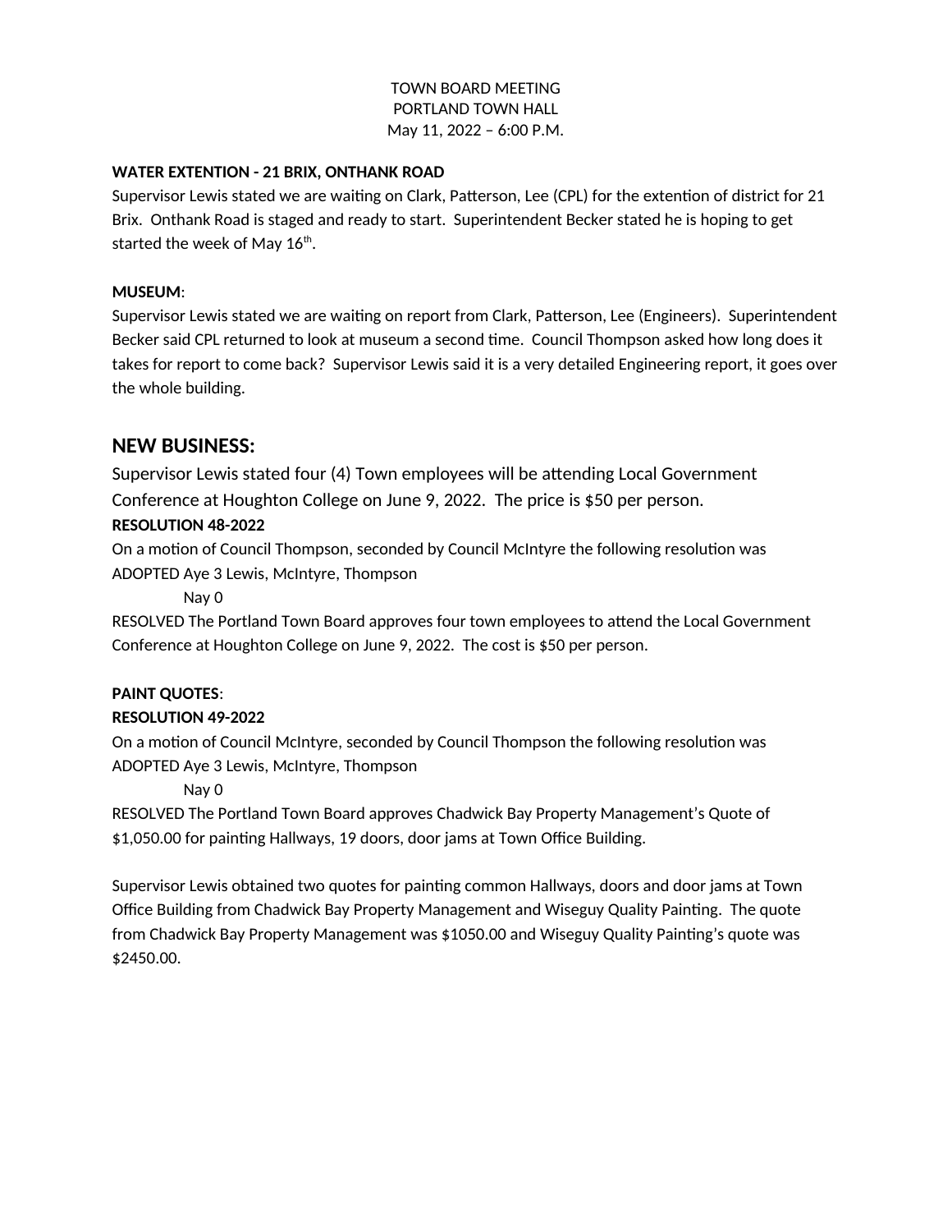TOWN BOARD MEETING
PORTLAND TOWN HALL
May 11, 2022 – 6:00 P.M.

**WATER EXTENTION - 21 BRIX, ONTHANK ROAD**

Supervisor Lewis stated we are waiting on Clark, Patterson, Lee (CPL) for the extention of district for 21 Brix. Onthank Road is staged and ready to start. Superintendent Becker stated he is hoping to get started the week of May 16th.

**MUSEUM**:

Supervisor Lewis stated we are waiting on report from Clark, Patterson, Lee (Engineers). Superintendent Becker said CPL returned to look at museum a second time. Council Thompson asked how long does it takes for report to come back? Supervisor Lewis said it is a very detailed Engineering report, it goes over the whole building.

## NEW BUSINESS:

Supervisor Lewis stated four (4) Town employees will be attending Local Government Conference at Houghton College on June 9, 2022. The price is $50 per person.

**RESOLUTION 48-2022**

On a motion of Council Thompson, seconded by Council McIntyre the following resolution was ADOPTED Aye 3 Lewis, McIntyre, Thompson

Nay 0

RESOLVED The Portland Town Board approves four town employees to attend the Local Government Conference at Houghton College on June 9, 2022. The cost is $50 per person.

**PAINT QUOTES**:

**RESOLUTION 49-2022**

On a motion of Council McIntyre, seconded by Council Thompson the following resolution was ADOPTED Aye 3 Lewis, McIntyre, Thompson

Nay 0

RESOLVED The Portland Town Board approves Chadwick Bay Property Management's Quote of $1,050.00 for painting Hallways, 19 doors, door jams at Town Office Building.

Supervisor Lewis obtained two quotes for painting common Hallways, doors and door jams at Town Office Building from Chadwick Bay Property Management and Wiseguy Quality Painting. The quote from Chadwick Bay Property Management was $1050.00 and Wiseguy Quality Painting's quote was $2450.00.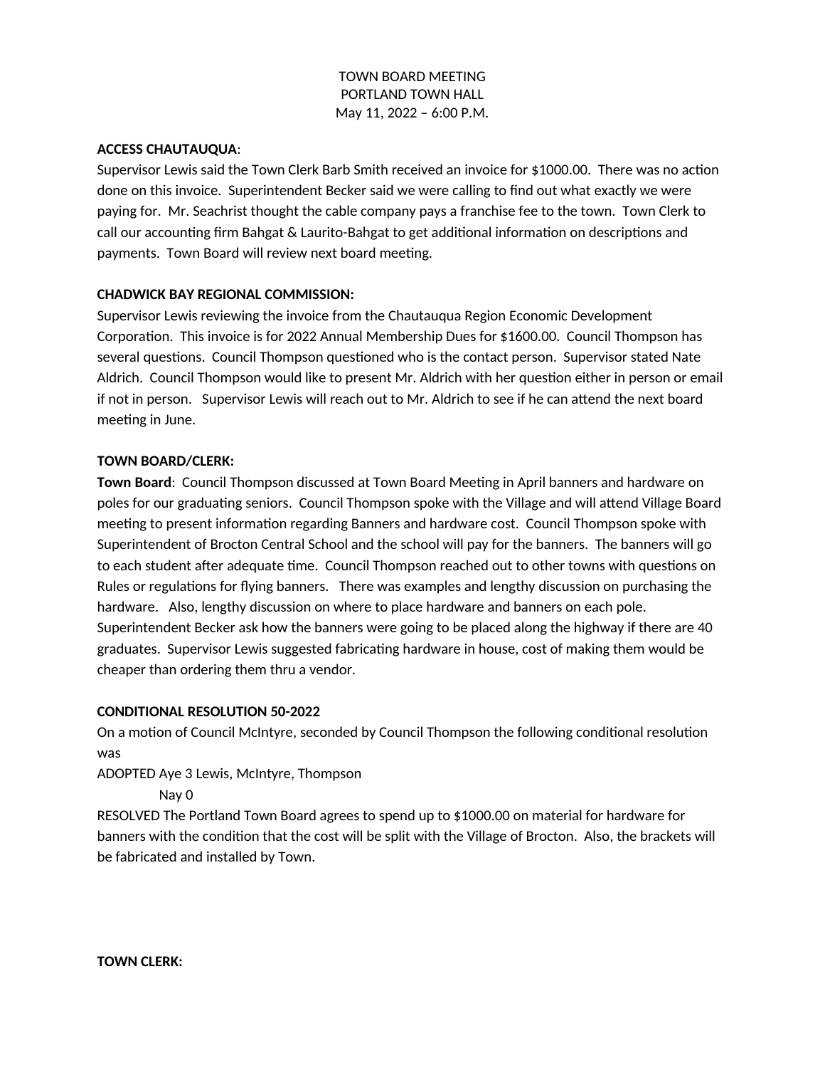TOWN BOARD MEETING
PORTLAND TOWN HALL
May 11, 2022 – 6:00 P.M.

**ACCESS CHAUTAUQUA**:
Supervisor Lewis said the Town Clerk Barb Smith received an invoice for $1000.00. There was no action done on this invoice. Superintendent Becker said we were calling to find out what exactly we were paying for. Mr. Seachrist thought the cable company pays a franchise fee to the town. Town Clerk to call our accounting firm Bahgat & Laurito-Bahgat to get additional information on descriptions and payments. Town Board will review next board meeting.

**CHADWICK BAY REGIONAL COMMISSION:**
Supervisor Lewis reviewing the invoice from the Chautauqua Region Economic Development Corporation. This invoice is for 2022 Annual Membership Dues for $1600.00. Council Thompson has several questions. Council Thompson questioned who is the contact person. Supervisor stated Nate Aldrich. Council Thompson would like to present Mr. Aldrich with her question either in person or email if not in person. Supervisor Lewis will reach out to Mr. Aldrich to see if he can attend the next board meeting in June.

**TOWN BOARD/CLERK:**
**Town Board**: Council Thompson discussed at Town Board Meeting in April banners and hardware on poles for our graduating seniors. Council Thompson spoke with the Village and will attend Village Board meeting to present information regarding Banners and hardware cost. Council Thompson spoke with Superintendent of Brocton Central School and the school will pay for the banners. The banners will go to each student after adequate time. Council Thompson reached out to other towns with questions on Rules or regulations for flying banners. There was examples and lengthy discussion on purchasing the hardware. Also, lengthy discussion on where to place hardware and banners on each pole. Superintendent Becker ask how the banners were going to be placed along the highway if there are 40 graduates. Supervisor Lewis suggested fabricating hardware in house, cost of making them would be cheaper than ordering them thru a vendor.

**CONDITIONAL RESOLUTION 50-2022**
On a motion of Council McIntyre, seconded by Council Thompson the following conditional resolution was
ADOPTED Aye 3 Lewis, McIntyre, Thompson
Nay 0
RESOLVED The Portland Town Board agrees to spend up to $1000.00 on material for hardware for banners with the condition that the cost will be split with the Village of Brocton. Also, the brackets will be fabricated and installed by Town.

**TOWN CLERK:**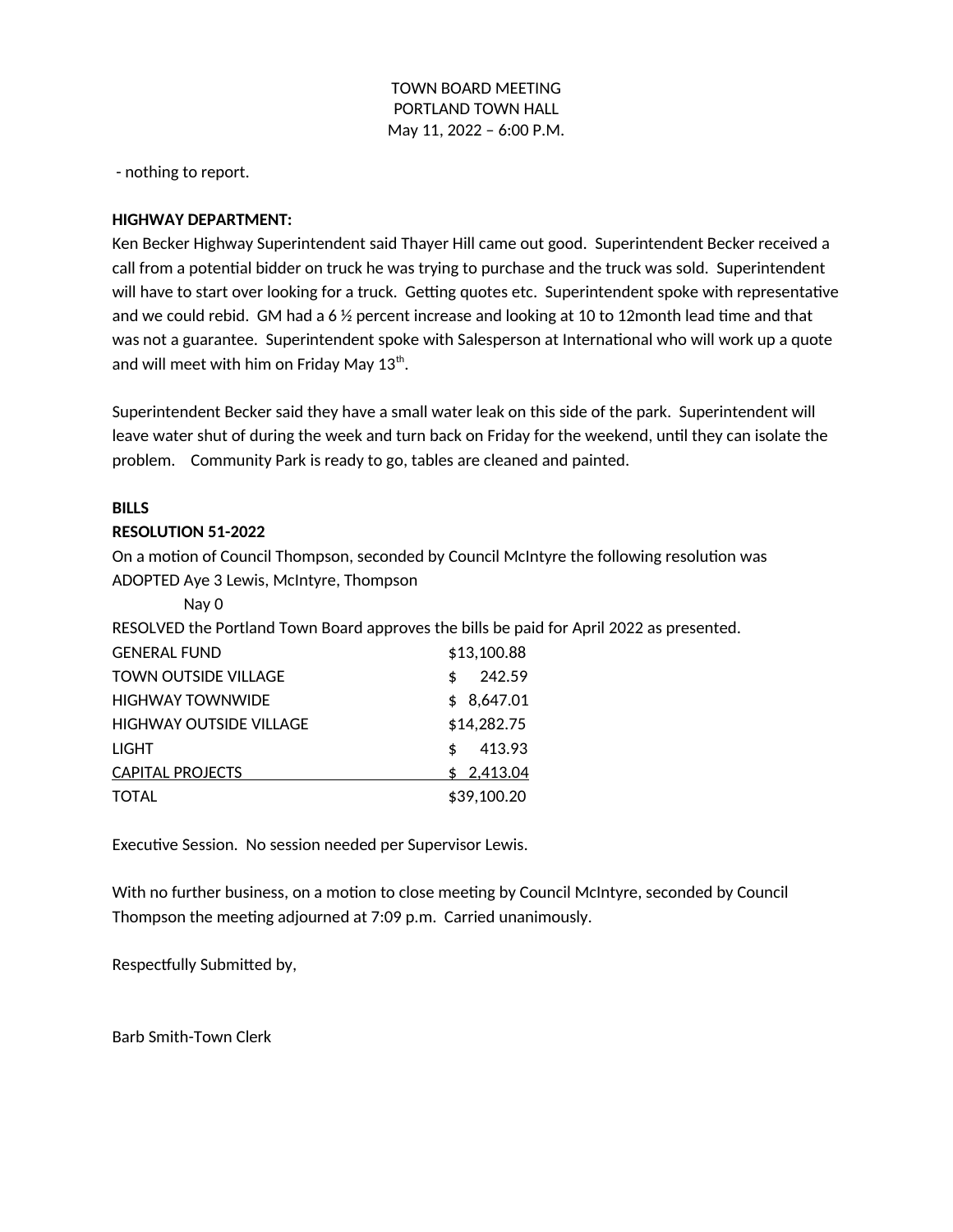TOWN BOARD MEETING
PORTLAND TOWN HALL
May 11, 2022 – 6:00 P.M.

- nothing to report.

**HIGHWAY DEPARTMENT:**

Ken Becker Highway Superintendent said Thayer Hill came out good. Superintendent Becker received a call from a potential bidder on truck he was trying to purchase and the truck was sold. Superintendent will have to start over looking for a truck. Getting quotes etc. Superintendent spoke with representative and we could rebid. GM had a 6 ½ percent increase and looking at 10 to 12month lead time and that was not a guarantee. Superintendent spoke with Salesperson at International who will work up a quote and will meet with him on Friday May 13th.

Superintendent Becker said they have a small water leak on this side of the park. Superintendent will leave water shut of during the week and turn back on Friday for the weekend, until they can isolate the problem. Community Park is ready to go, tables are cleaned and painted.

**BILLS**

**RESOLUTION 51-2022**

On a motion of Council Thompson, seconded by Council McIntyre the following resolution was ADOPTED Aye 3 Lewis, McIntyre, Thompson

Nay 0

RESOLVED the Portland Town Board approves the bills be paid for April 2022 as presented.

| | |
|---|---|
| GENERAL FUND | $13,100.88 |
| TOWN OUTSIDE VILLAGE | $ 242.59 |
| HIGHWAY TOWNWIDE | $ 8,647.01 |
| HIGHWAY OUTSIDE VILLAGE | $14,282.75 |
| LIGHT | $ 413.93 |
| CAPITAL PROJECTS | $ 2,413.04 |
| TOTAL | $39,100.20 |

Executive Session. No session needed per Supervisor Lewis.

With no further business, on a motion to close meeting by Council McIntyre, seconded by Council Thompson the meeting adjourned at 7:09 p.m. Carried unanimously.

Respectfully Submitted by,

Barb Smith-Town Clerk